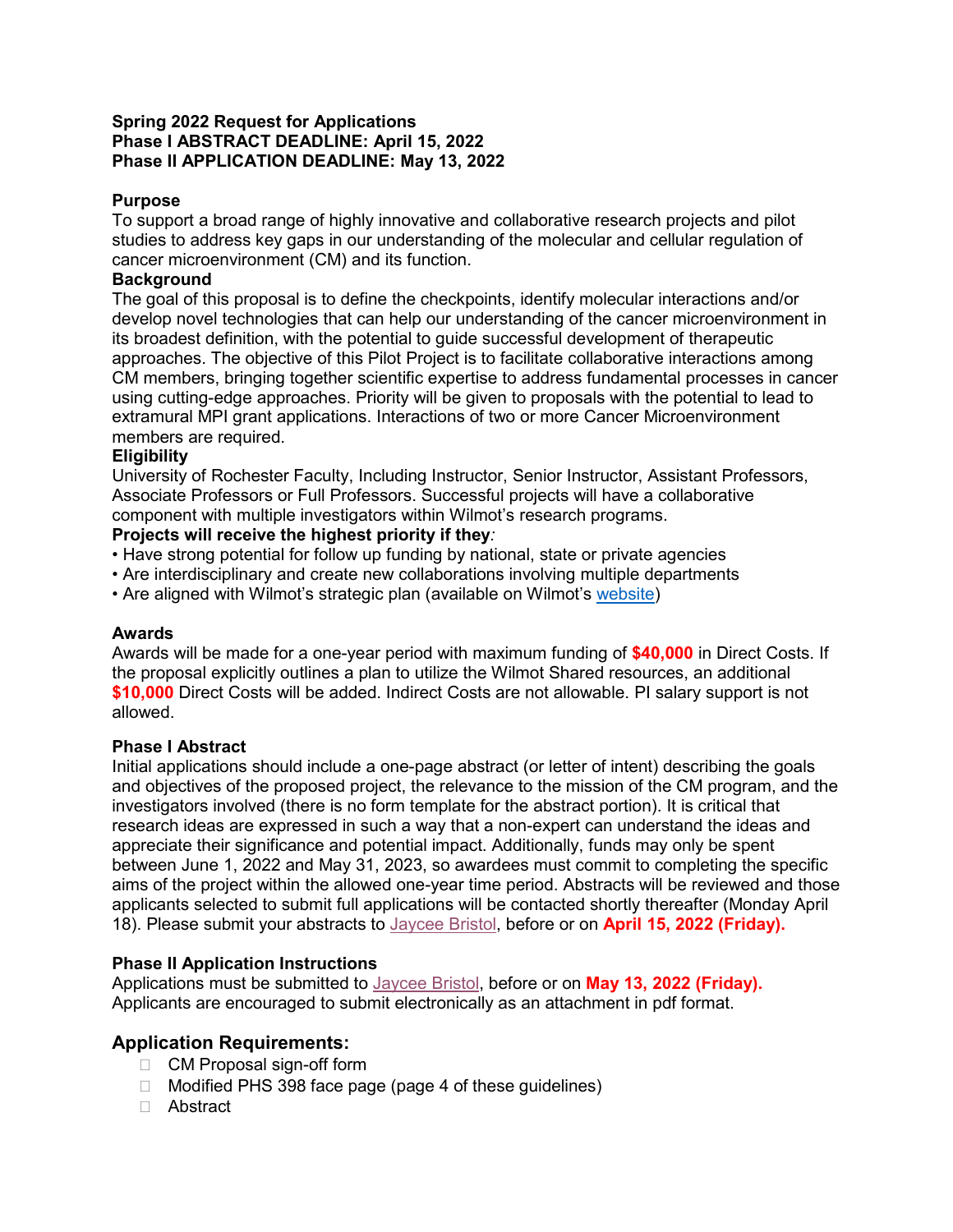**Spring 2022 Request for Applications**
**Phase I ABSTRACT DEADLINE: April 15, 2022**
**Phase II APPLICATION DEADLINE: May 13, 2022**

**Purpose**
To support a broad range of highly innovative and collaborative research projects and pilot studies to address key gaps in our understanding of the molecular and cellular regulation of cancer microenvironment (CM) and its function.

**Background**
The goal of this proposal is to define the checkpoints, identify molecular interactions and/or develop novel technologies that can help our understanding of the cancer microenvironment in its broadest definition, with the potential to guide successful development of therapeutic approaches. The objective of this Pilot Project is to facilitate collaborative interactions among CM members, bringing together scientific expertise to address fundamental processes in cancer using cutting-edge approaches. Priority will be given to proposals with the potential to lead to extramural MPI grant applications. Interactions of two or more Cancer Microenvironment members are required.

**Eligibility**
University of Rochester Faculty, Including Instructor, Senior Instructor, Assistant Professors, Associate Professors or Full Professors. Successful projects will have a collaborative component with multiple investigators within Wilmot's research programs.

**Projects will receive the highest priority if they***:*

- Have strong potential for follow up funding by national, state or private agencies
- Are interdisciplinary and create new collaborations involving multiple departments
- Are aligned with Wilmot's strategic plan (available on Wilmot's website)

**Awards**
Awards will be made for a one-year period with maximum funding of **$40,000** in Direct Costs. If the proposal explicitly outlines a plan to utilize the Wilmot Shared resources, an additional **$10,000** Direct Costs will be added. Indirect Costs are not allowable. PI salary support is not allowed.

**Phase I Abstract**
Initial applications should include a one-page abstract (or letter of intent) describing the goals and objectives of the proposed project, the relevance to the mission of the CM program, and the investigators involved (there is no form template for the abstract portion). It is critical that research ideas are expressed in such a way that a non-expert can understand the ideas and appreciate their significance and potential impact. Additionally, funds may only be spent between June 1, 2022 and May 31, 2023, so awardees must commit to completing the specific aims of the project within the allowed one-year time period. Abstracts will be reviewed and those applicants selected to submit full applications will be contacted shortly thereafter (Monday April 18). Please submit your abstracts to Jaycee Bristol, before or on **April 15, 2022 (Friday).**

**Phase II Application Instructions**
Applications must be submitted to Jaycee Bristol, before or on **May 13, 2022 (Friday).** Applicants are encouraged to submit electronically as an attachment in pdf format.

## Application Requirements:

- ☐ CM Proposal sign-off form
- ☐ Modified PHS 398 face page (page 4 of these guidelines)
- ☐ Abstract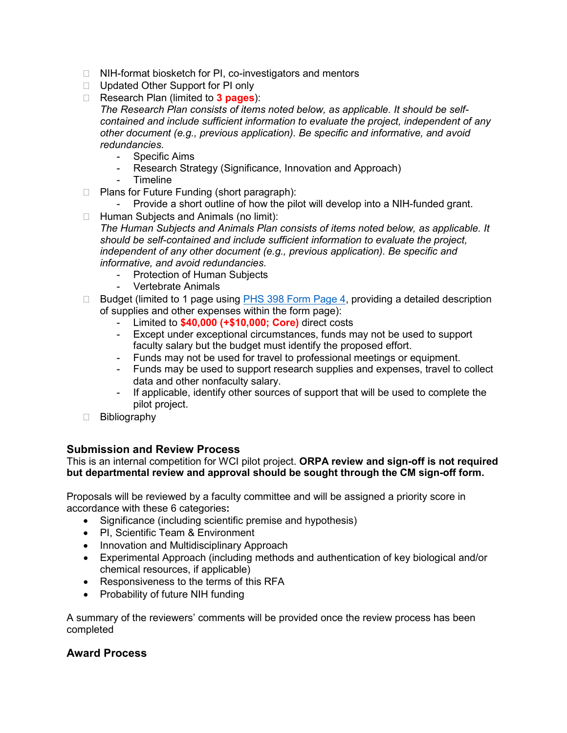- ☐ NIH-format biosketch for PI, co-investigators and mentors
- ☐ Updated Other Support for PI only
- ☐ Research Plan (limited to **3 pages**):
  *The Research Plan consists of items noted below, as applicable. It should be self-contained and include sufficient information to evaluate the project, independent of any other document (e.g., previous application). Be specific and informative, and avoid redundancies.*
  - Specific Aims
  - Research Strategy (Significance, Innovation and Approach)
  - Timeline
- ☐ Plans for Future Funding (short paragraph):
  - Provide a short outline of how the pilot will develop into a NIH-funded grant.
- ☐ Human Subjects and Animals (no limit):
  *The Human Subjects and Animals Plan consists of items noted below, as applicable. It should be self-contained and include sufficient information to evaluate the project, independent of any other document (e.g., previous application). Be specific and informative, and avoid redundancies.*
  - Protection of Human Subjects
  - Vertebrate Animals
- ☐ Budget (limited to 1 page using [PHS 398 Form Page 4](), providing a detailed description of supplies and other expenses within the form page):
  - Limited to **$40,000 (+$10,000; Core)** direct costs
  - Except under exceptional circumstances, funds may not be used to support faculty salary but the budget must identify the proposed effort.
  - Funds may not be used for travel to professional meetings or equipment.
  - Funds may be used to support research supplies and expenses, travel to collect data and other nonfaculty salary.
  - If applicable, identify other sources of support that will be used to complete the pilot project.
- ☐ Bibliography

## Submission and Review Process

This is an internal competition for WCI pilot project. **ORPA review and sign-off is not required but departmental review and approval should be sought through the CM sign-off form.**

Proposals will be reviewed by a faculty committee and will be assigned a priority score in accordance with these 6 categories**:**

- Significance (including scientific premise and hypothesis)
- PI, Scientific Team & Environment
- Innovation and Multidisciplinary Approach
- Experimental Approach (including methods and authentication of key biological and/or chemical resources, if applicable)
- Responsiveness to the terms of this RFA
- Probability of future NIH funding

A summary of the reviewers' comments will be provided once the review process has been completed

## Award Process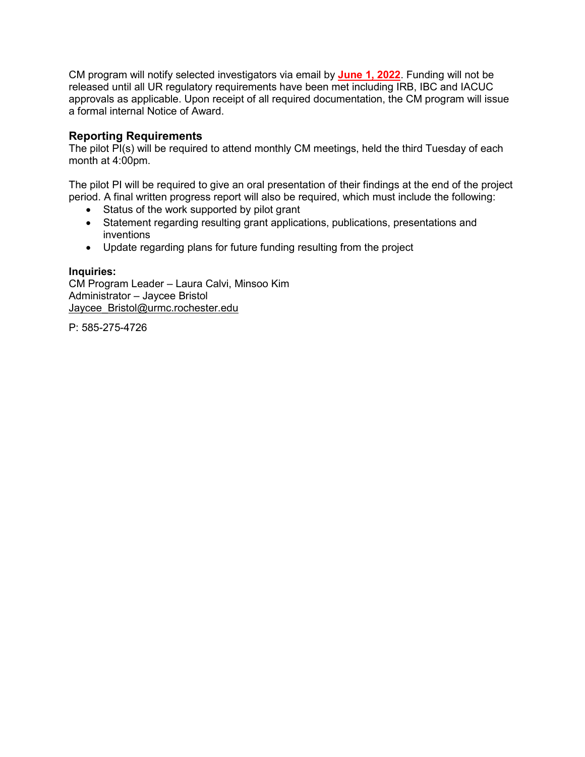CM program will notify selected investigators via email by **June 1, 2022**. Funding will not be released until all UR regulatory requirements have been met including IRB, IBC and IACUC approvals as applicable. Upon receipt of all required documentation, the CM program will issue a formal internal Notice of Award.

### Reporting Requirements

The pilot PI(s) will be required to attend monthly CM meetings, held the third Tuesday of each month at 4:00pm.

The pilot PI will be required to give an oral presentation of their findings at the end of the project period. A final written progress report will also be required, which must include the following:

- Status of the work supported by pilot grant
- Statement regarding resulting grant applications, publications, presentations and inventions
- Update regarding plans for future funding resulting from the project

**Inquiries:**
CM Program Leader – Laura Calvi, Minsoo Kim
Administrator – Jaycee Bristol
Jaycee_Bristol@urmc.rochester.edu

P: 585-275-4726